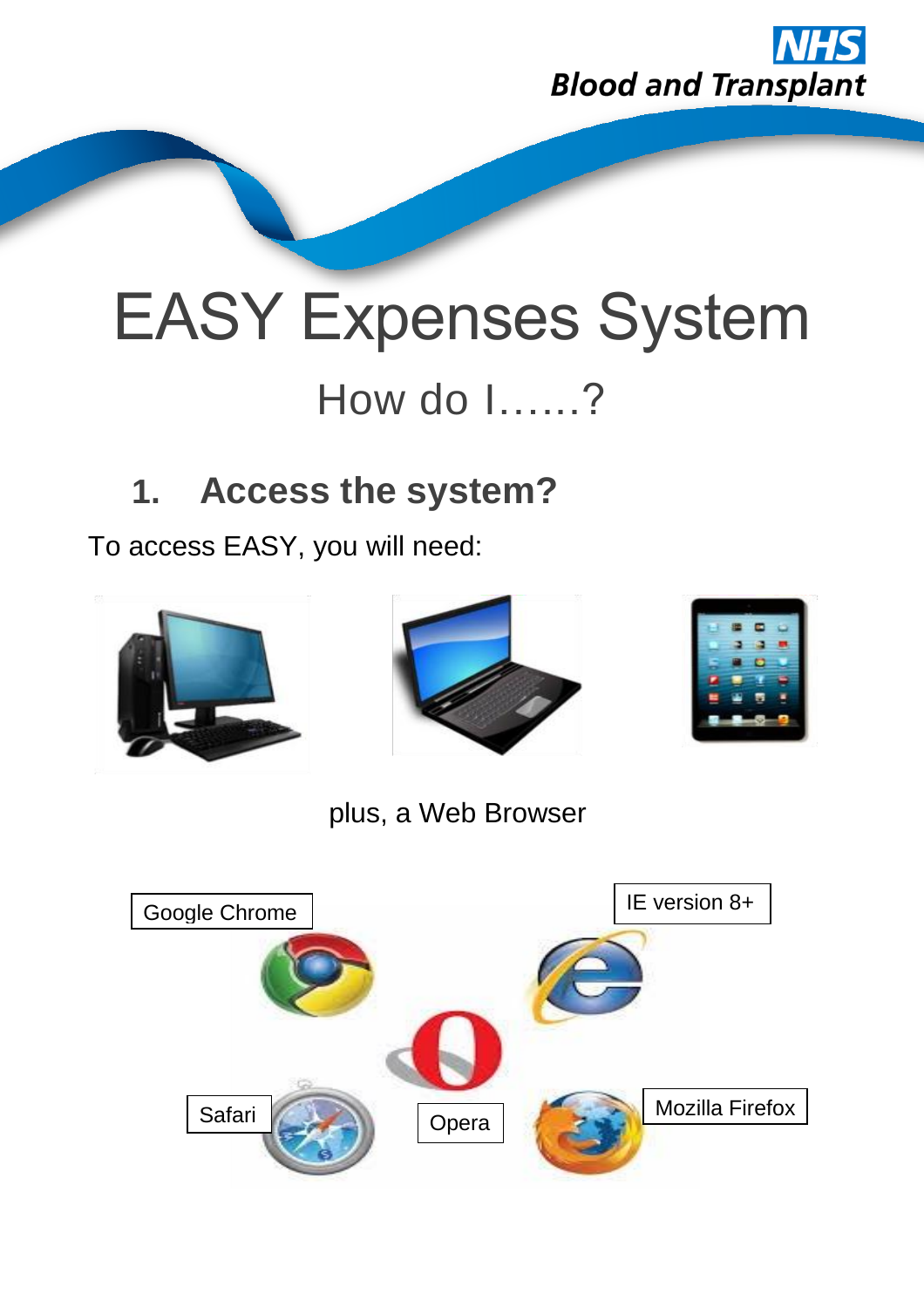NHS
Blood and Transplant

# EASY Expenses System

## How do I……?

### 1. Access the system?

To access EASY, you will need:

plus, a Web Browser

Google Chrome

IE version 8+

Safari

Opera

Mozilla Firefox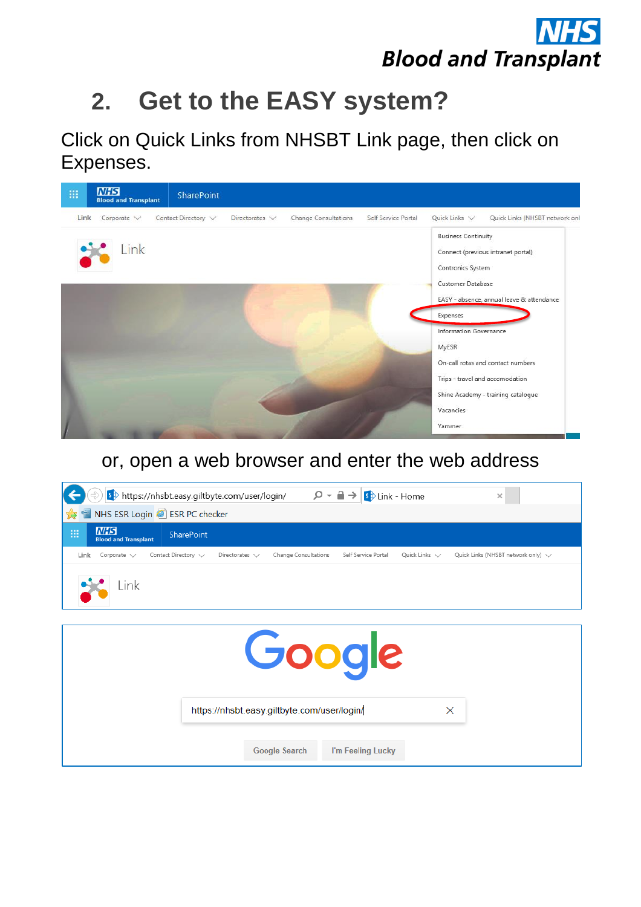## 2. Get to the EASY system?

Click on Quick Links from NHSBT Link page, then click on Expenses.

or, open a web browser and enter the web address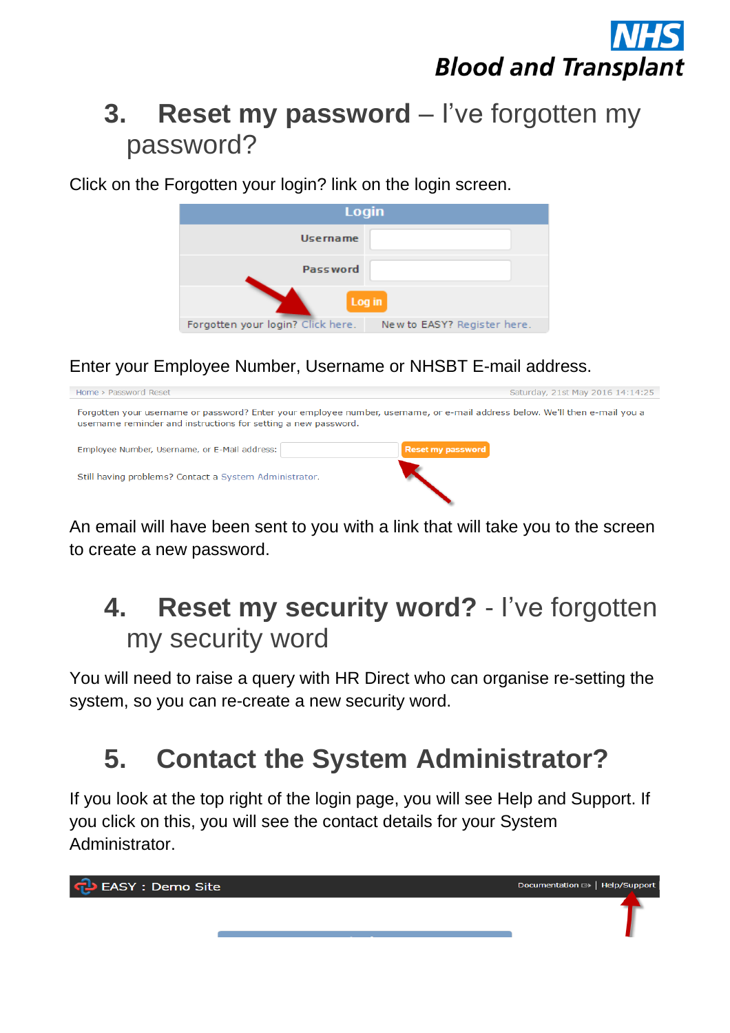## 3. **Reset my password** – I've forgotten my password?

Click on the Forgotten your login? link on the login screen.

Enter your Employee Number, Username or NHSBT E-mail address.

An email will have been sent to you with a link that will take you to the screen to create a new password.

## 4. **Reset my security word?** - I've forgotten my security word

You will need to raise a query with HR Direct who can organise re-setting the system, so you can re-create a new security word.

## 5. **Contact the System Administrator?**

If you look at the top right of the login page, you will see Help and Support. If you click on this, you will see the contact details for your System Administrator.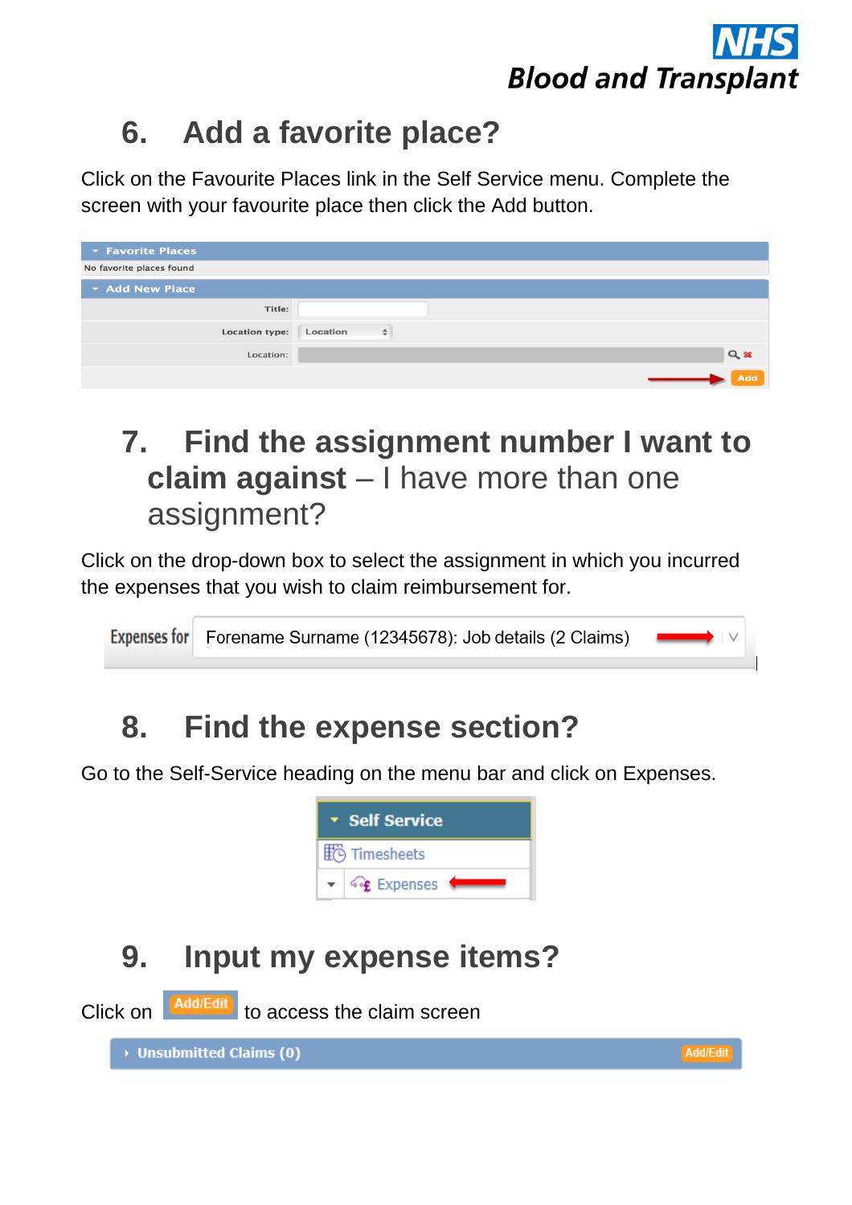## 6. Add a favorite place?

Click on the Favourite Places link in the Self Service menu. Complete the screen with your favourite place then click the Add button.

## 7. Find the assignment number I want to claim against – I have more than one assignment?

Click on the drop-down box to select the assignment in which you incurred the expenses that you wish to claim reimbursement for.

## 8. Find the expense section?

Go to the Self-Service heading on the menu bar and click on Expenses.

## 9. Input my expense items?

Click on Add/Edit to access the claim screen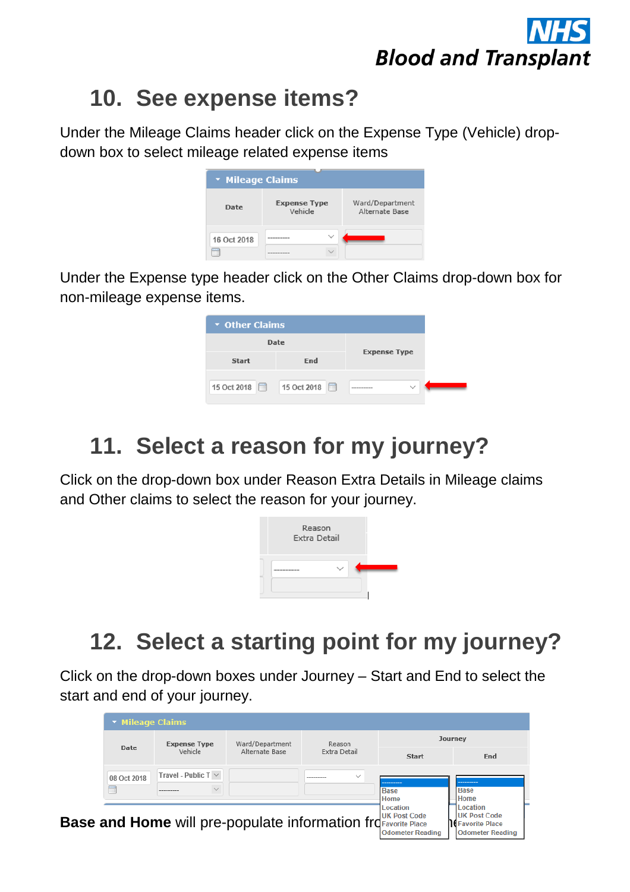## 10. See expense items?

Under the Mileage Claims header click on the Expense Type (Vehicle) drop-down box to select mileage related expense items

Under the Expense type header click on the Other Claims drop-down box for non-mileage expense items.

## 11. Select a reason for my journey?

Click on the drop-down box under Reason Extra Details in Mileage claims and Other claims to select the reason for your journey.

## 12. Select a starting point for my journey?

Click on the drop-down boxes under Journey – Start and End to select the start and end of your journey.

**Base and Home** will pre-populate information fro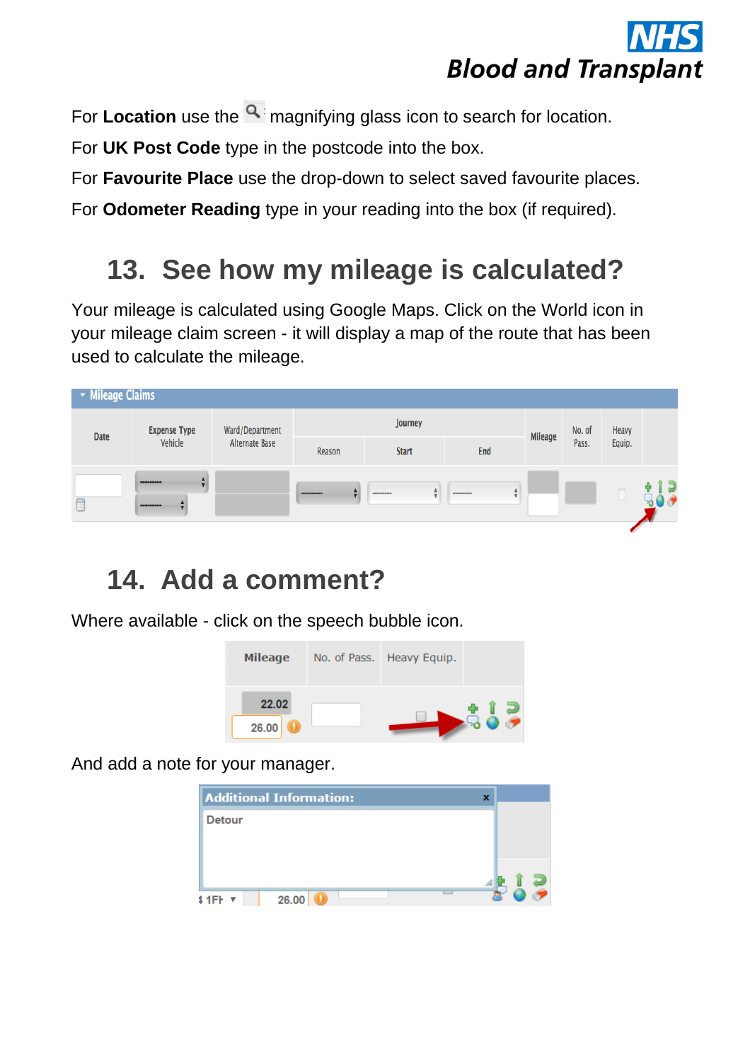For **Location** use the magnifying glass icon to search for location.

For **UK Post Code** type in the postcode into the box.

For **Favourite Place** use the drop-down to select saved favourite places.

For **Odometer Reading** type in your reading into the box (if required).

## 13. See how my mileage is calculated?

Your mileage is calculated using Google Maps. Click on the World icon in your mileage claim screen - it will display a map of the route that has been used to calculate the mileage.

## 14. Add a comment?

Where available - click on the speech bubble icon.

And add a note for your manager.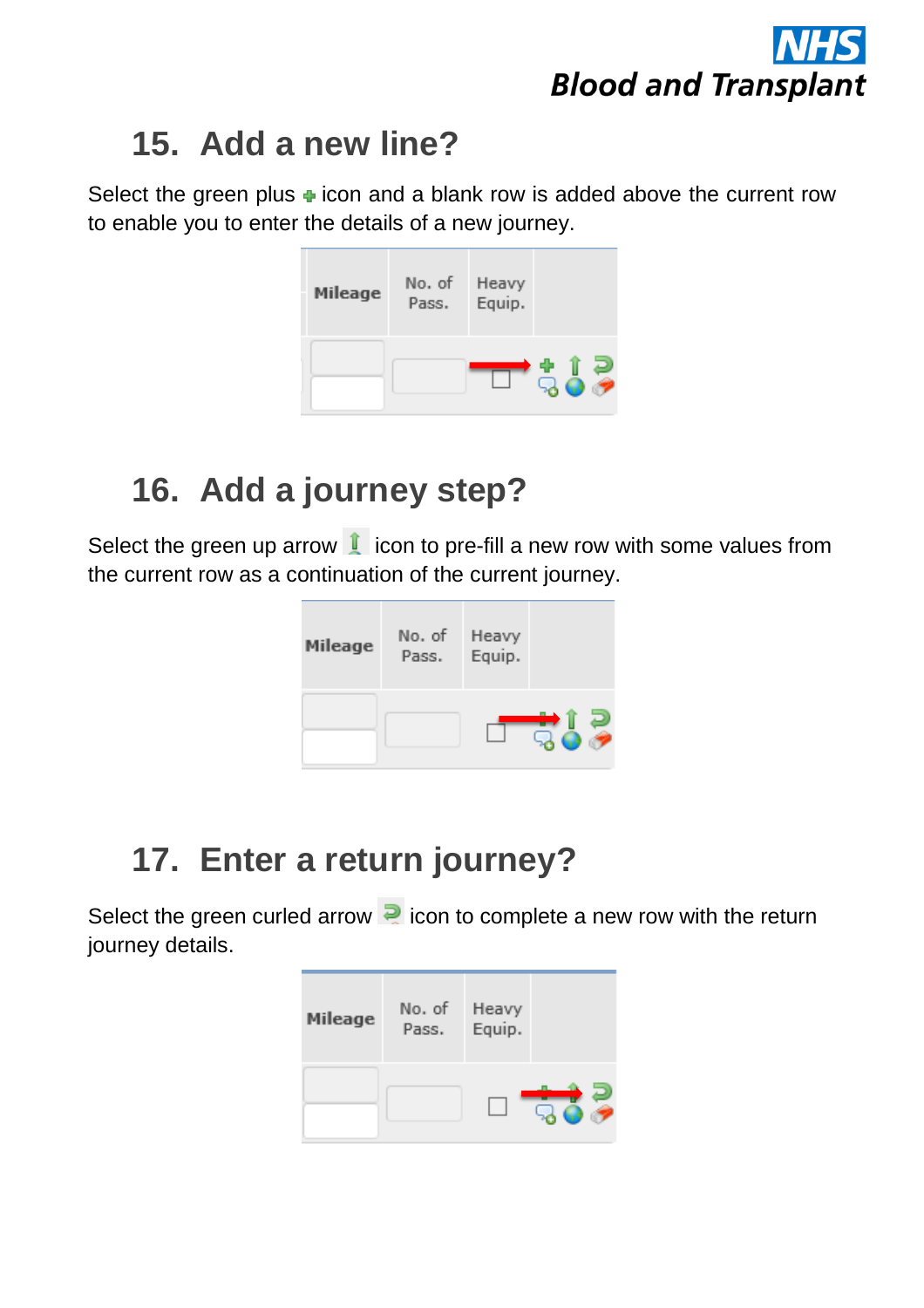## 15. Add a new line?

Select the green plus icon and a blank row is added above the current row to enable you to enter the details of a new journey.

| Mileage | No. of Pass. | Heavy Equip. |
|---|---|---|

## 16. Add a journey step?

Select the green up arrow icon to pre-fill a new row with some values from the current row as a continuation of the current journey.

| Mileage | No. of Pass. | Heavy Equip. |
|---|---|---|

## 17. Enter a return journey?

Select the green curled arrow icon to complete a new row with the return journey details.

| Mileage | No. of Pass. | Heavy Equip. |
|---|---|---|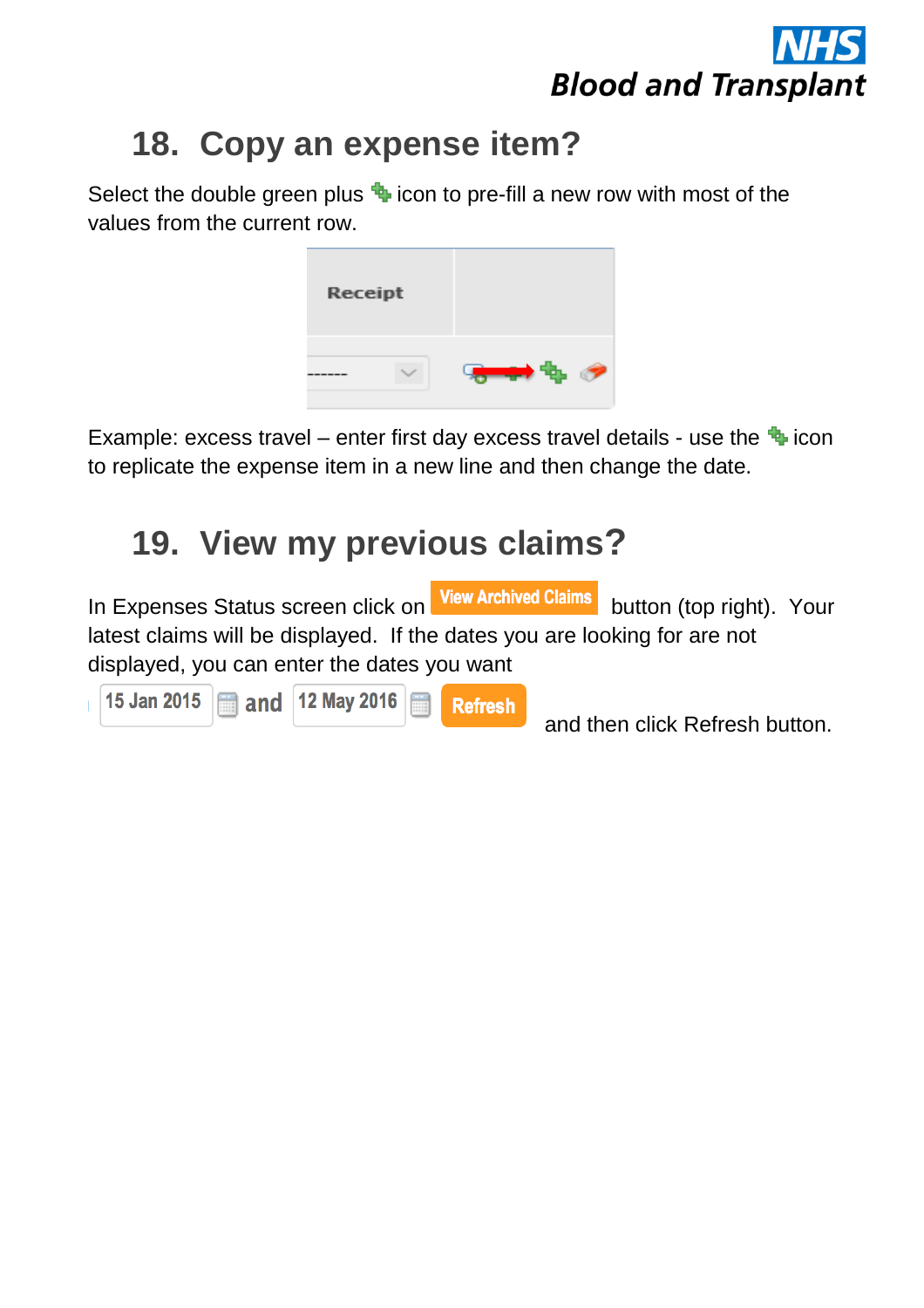## 18. Copy an expense item?

Select the double green plus icon to pre-fill a new row with most of the values from the current row.

Example: excess travel – enter first day excess travel details - use the icon to replicate the expense item in a new line and then change the date.

## 19. View my previous claims?

In Expenses Status screen click on View Archived Claims button (top right). Your latest claims will be displayed. If the dates you are looking for are not displayed, you can enter the dates you want

15 Jan 2015 and 12 May 2016 Refresh and then click Refresh button.